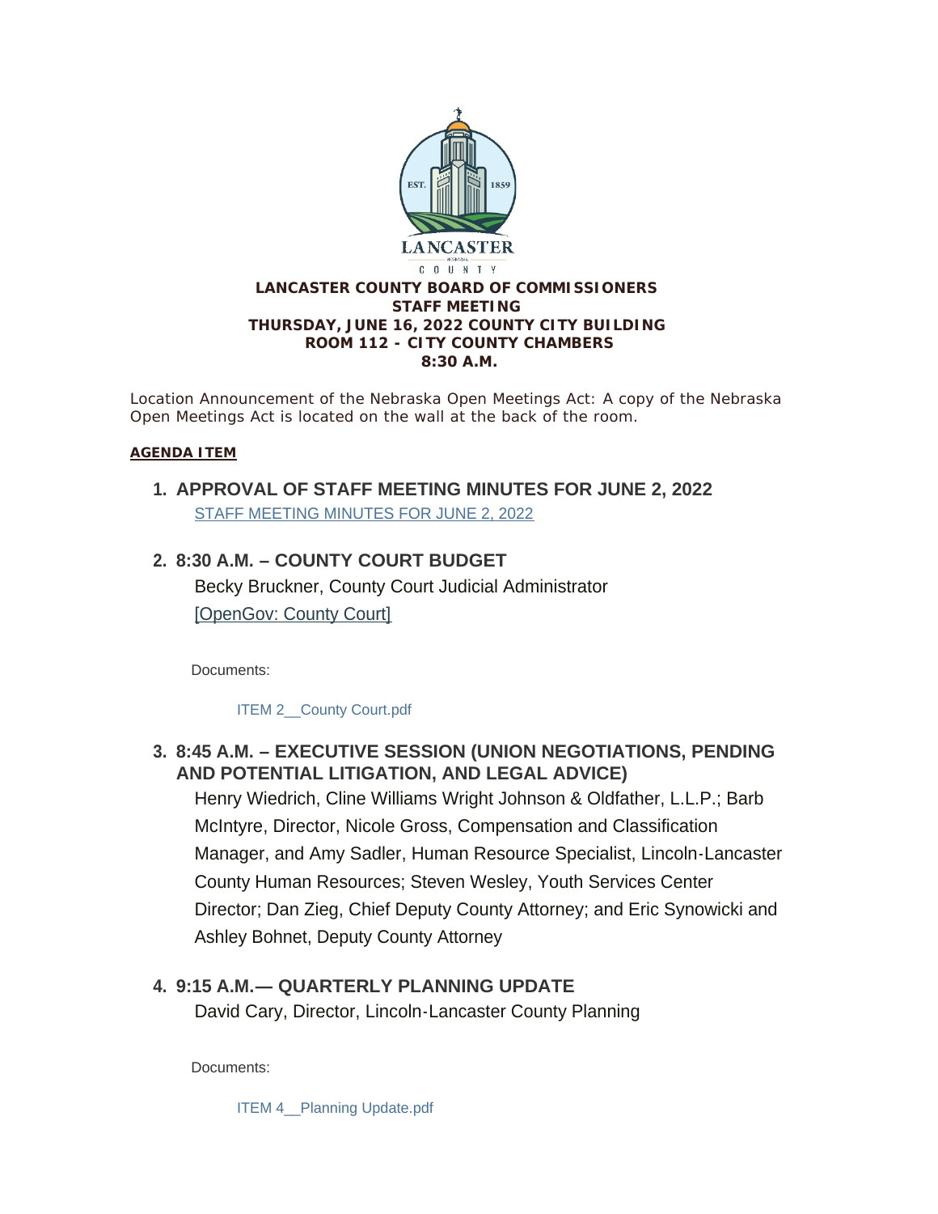LANCASTER COUNTY

# LANCASTER COUNTY BOARD OF COMMISSIONERS
## STAFF MEETING
## THURSDAY, JUNE 16, 2022 COUNTY CITY BUILDING
## ROOM 112 - CITY COUNTY CHAMBERS
## 8:30 A.M.

Location Announcement of the Nebraska Open Meetings Act: A copy of the Nebraska Open Meetings Act is located on the wall at the back of the room.

**AGENDA ITEM**

1. **APPROVAL OF STAFF MEETING MINUTES FOR JUNE 2, 2022**

   STAFF MEETING MINUTES FOR JUNE 2, 2022

2. **8:30 A.M. – COUNTY COURT BUDGET**

   Becky Bruckner, County Court Judicial Administrator

   [OpenGov: County Court]

   Documents:

   ITEM 2__County Court.pdf

3. **8:45 A.M. – EXECUTIVE SESSION (UNION NEGOTIATIONS, PENDING AND POTENTIAL LITIGATION, AND LEGAL ADVICE)**

   Henry Wiedrich, Cline Williams Wright Johnson & Oldfather, L.L.P.; Barb McIntyre, Director, Nicole Gross, Compensation and Classification Manager, and Amy Sadler, Human Resource Specialist, Lincoln-Lancaster County Human Resources; Steven Wesley, Youth Services Center Director; Dan Zieg, Chief Deputy County Attorney; and Eric Synowicki and Ashley Bohnet, Deputy County Attorney

4. **9:15 A.M.— QUARTERLY PLANNING UPDATE**

   David Cary, Director, Lincoln-Lancaster County Planning

   Documents:

   ITEM 4__Planning Update.pdf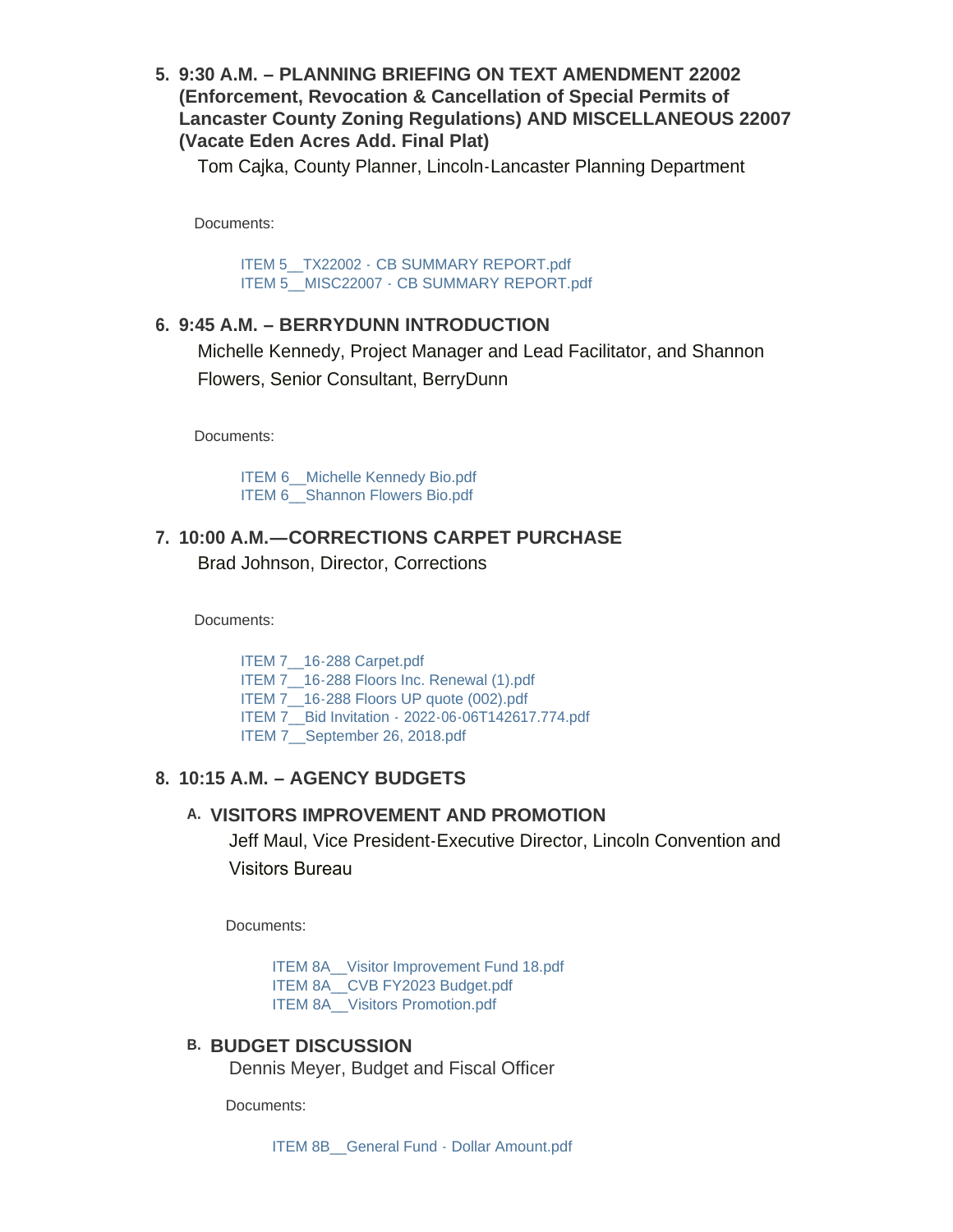5. **9:30 A.M. – PLANNING BRIEFING ON TEXT AMENDMENT 22002 (Enforcement, Revocation & Cancellation of Special Permits of Lancaster County Zoning Regulations) AND MISCELLANEOUS 22007 (Vacate Eden Acres Add. Final Plat)**

   Tom Cajka, County Planner, Lincoln-Lancaster Planning Department

   Documents:

   ITEM 5__TX22002 - CB SUMMARY REPORT.pdf
   ITEM 5__MISC22007 - CB SUMMARY REPORT.pdf

6. **9:45 A.M. – BERRYDUNN INTRODUCTION**

   Michelle Kennedy, Project Manager and Lead Facilitator, and Shannon Flowers, Senior Consultant, BerryDunn

   Documents:

   ITEM 6__Michelle Kennedy Bio.pdf
   ITEM 6__Shannon Flowers Bio.pdf

7. **10:00 A.M.—CORRECTIONS CARPET PURCHASE**

   Brad Johnson, Director, Corrections

   Documents:

   ITEM 7__16-288 Carpet.pdf
   ITEM 7__16-288 Floors Inc. Renewal (1).pdf
   ITEM 7__16-288 Floors UP quote (002).pdf
   ITEM 7__Bid Invitation - 2022-06-06T142617.774.pdf
   ITEM 7__September 26, 2018.pdf

8. **10:15 A.M. – AGENCY BUDGETS**

   A. **VISITORS IMPROVEMENT AND PROMOTION**

      Jeff Maul, Vice President-Executive Director, Lincoln Convention and Visitors Bureau

      Documents:

      ITEM 8A__Visitor Improvement Fund 18.pdf
      ITEM 8A__CVB FY2023 Budget.pdf
      ITEM 8A__Visitors Promotion.pdf

   B. **BUDGET DISCUSSION**

      Dennis Meyer, Budget and Fiscal Officer

      Documents:

      ITEM 8B__General Fund - Dollar Amount.pdf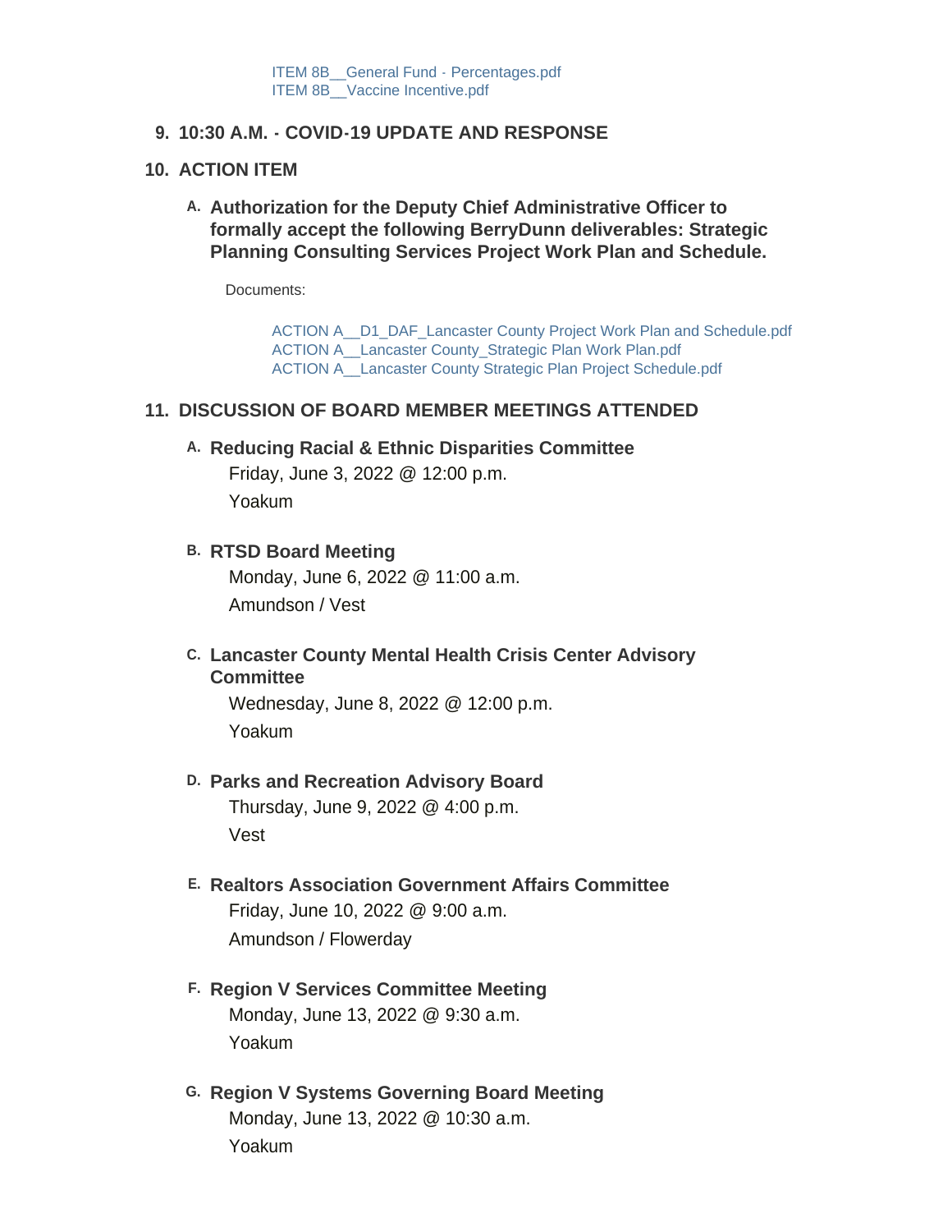ITEM 8B__General Fund - Percentages.pdf
ITEM 8B__Vaccine Incentive.pdf

## 9. 10:30 A.M. - COVID-19 UPDATE AND RESPONSE

## 10. ACTION ITEM

### A. Authorization for the Deputy Chief Administrative Officer to formally accept the following BerryDunn deliverables: Strategic Planning Consulting Services Project Work Plan and Schedule.

Documents:

ACTION A__D1_DAF_Lancaster County Project Work Plan and Schedule.pdf
ACTION A__Lancaster County_Strategic Plan Work Plan.pdf
ACTION A__Lancaster County Strategic Plan Project Schedule.pdf

## 11. DISCUSSION OF BOARD MEMBER MEETINGS ATTENDED

### A. Reducing Racial & Ethnic Disparities Committee

Friday, June 3, 2022 @ 12:00 p.m.

Yoakum

### B. RTSD Board Meeting

Monday, June 6, 2022 @ 11:00 a.m.

Amundson / Vest

### C. Lancaster County Mental Health Crisis Center Advisory Committee

Wednesday, June 8, 2022 @ 12:00 p.m.

Yoakum

### D. Parks and Recreation Advisory Board

Thursday, June 9, 2022 @ 4:00 p.m.

Vest

### E. Realtors Association Government Affairs Committee

Friday, June 10, 2022 @ 9:00 a.m.

Amundson / Flowerday

### F. Region V Services Committee Meeting

Monday, June 13, 2022 @ 9:30 a.m.

Yoakum

### G. Region V Systems Governing Board Meeting

Monday, June 13, 2022 @ 10:30 a.m.

Yoakum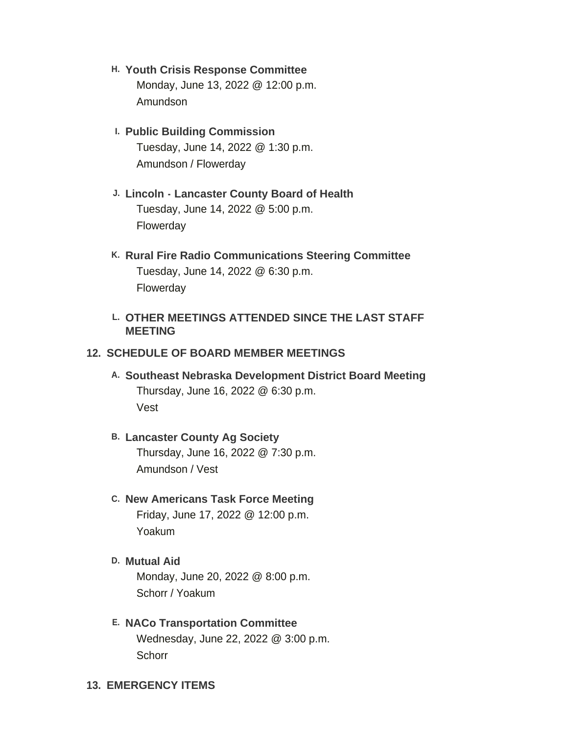H. **Youth Crisis Response Committee**
Monday, June 13, 2022 @ 12:00 p.m.
Amundson

I. **Public Building Commission**
Tuesday, June 14, 2022 @ 1:30 p.m.
Amundson / Flowerday

J. **Lincoln - Lancaster County Board of Health**
Tuesday, June 14, 2022 @ 5:00 p.m.
Flowerday

K. **Rural Fire Radio Communications Steering Committee**
Tuesday, June 14, 2022 @ 6:30 p.m.
Flowerday

L. **OTHER MEETINGS ATTENDED SINCE THE LAST STAFF MEETING**

## 12. SCHEDULE OF BOARD MEMBER MEETINGS

A. **Southeast Nebraska Development District Board Meeting**
Thursday, June 16, 2022 @ 6:30 p.m.
Vest

B. **Lancaster County Ag Society**
Thursday, June 16, 2022 @ 7:30 p.m.
Amundson / Vest

C. **New Americans Task Force Meeting**
Friday, June 17, 2022 @ 12:00 p.m.
Yoakum

D. **Mutual Aid**
Monday, June 20, 2022 @ 8:00 p.m.
Schorr / Yoakum

E. **NACo Transportation Committee**
Wednesday, June 22, 2022 @ 3:00 p.m.
Schorr

## 13. EMERGENCY ITEMS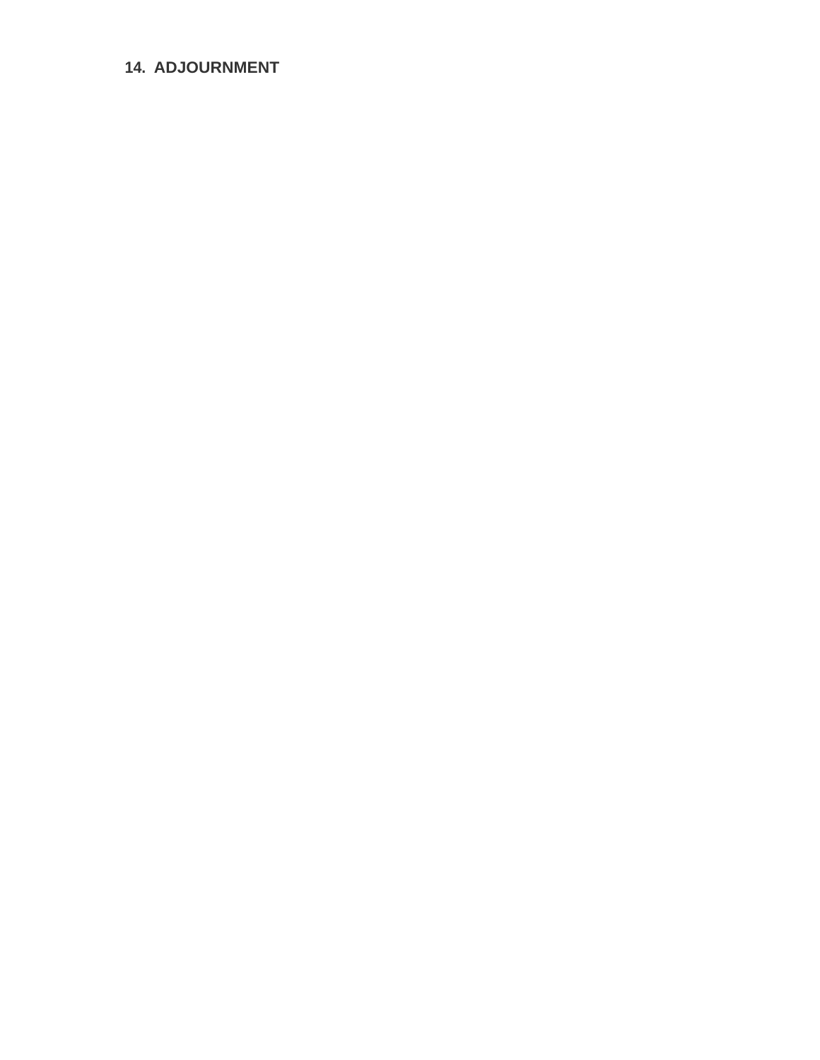**14. ADJOURNMENT**